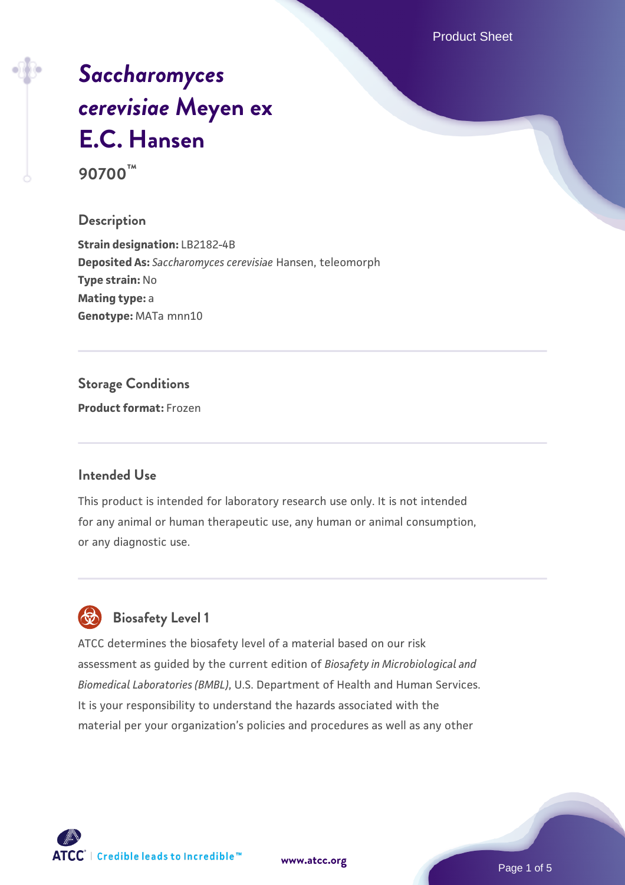# *Saccharomyces cerevisiae* Meyen ex E.C. Hansen

**90700™**

## Description

**Strain designation:** LB2182-4B
**Deposited As:** *Saccharomyces cerevisiae* Hansen, teleomorph
**Type strain:** No
**Mating type:** a
**Genotype:** MATa mnn10

## Storage Conditions

**Product format:** Frozen

## Intended Use

This product is intended for laboratory research use only. It is not intended for any animal or human therapeutic use, any human or animal consumption, or any diagnostic use.

## Biosafety Level 1

ATCC determines the biosafety level of a material based on our risk assessment as guided by the current edition of *Biosafety in Microbiological and Biomedical Laboratories (BMBL)*, U.S. Department of Health and Human Services. It is your responsibility to understand the hazards associated with the material per your organization's policies and procedures as well as any other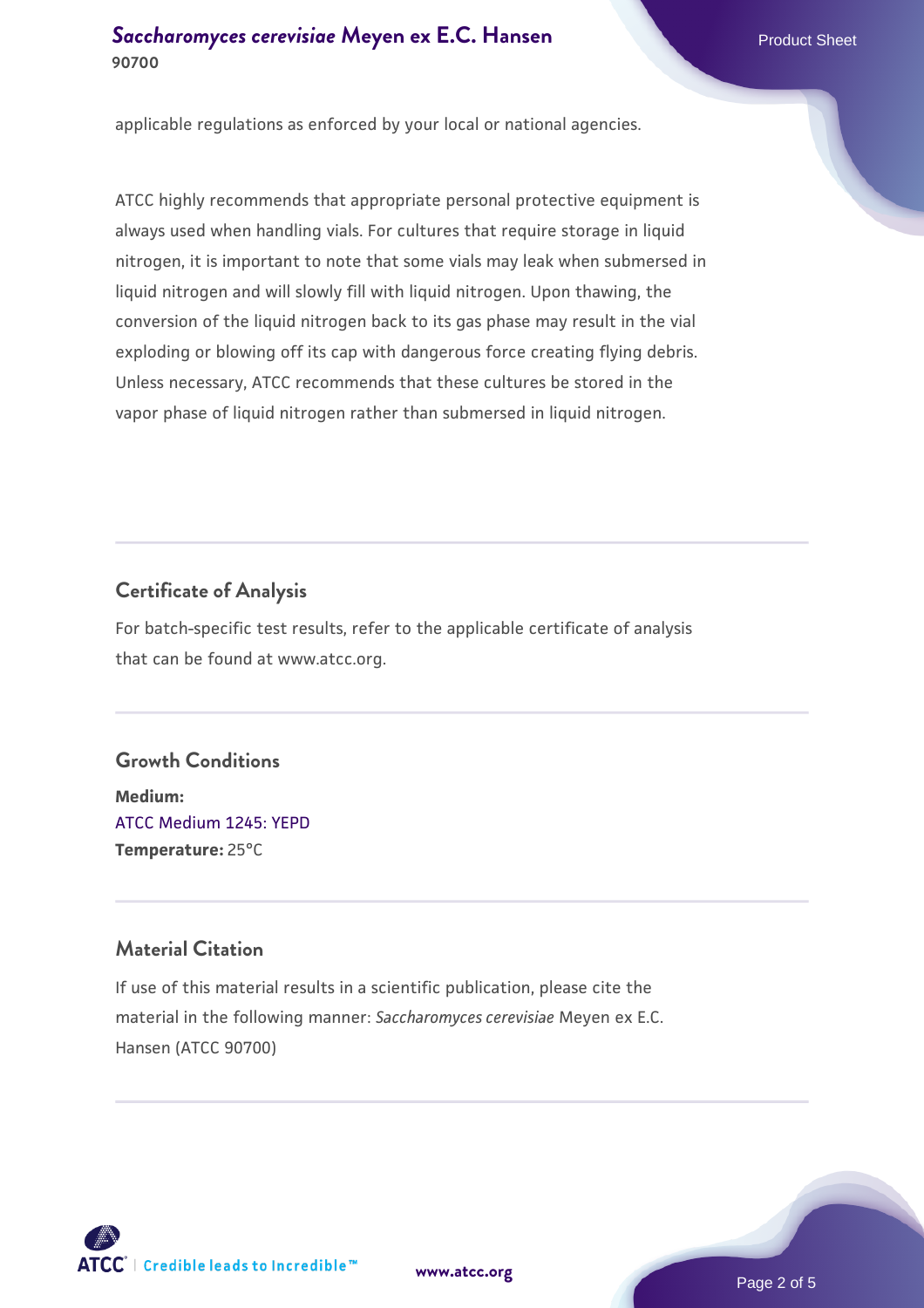applicable regulations as enforced by your local or national agencies.

ATCC highly recommends that appropriate personal protective equipment is always used when handling vials. For cultures that require storage in liquid nitrogen, it is important to note that some vials may leak when submersed in liquid nitrogen and will slowly fill with liquid nitrogen. Upon thawing, the conversion of the liquid nitrogen back to its gas phase may result in the vial exploding or blowing off its cap with dangerous force creating flying debris. Unless necessary, ATCC recommends that these cultures be stored in the vapor phase of liquid nitrogen rather than submersed in liquid nitrogen.

## Certificate of Analysis

For batch-specific test results, refer to the applicable certificate of analysis that can be found at www.atcc.org.

## Growth Conditions

**Medium:**
ATCC Medium 1245: YEPD
**Temperature:** 25°C

## Material Citation

If use of this material results in a scientific publication, please cite the material in the following manner: *Saccharomyces cerevisiae* Meyen ex E.C. Hansen (ATCC 90700)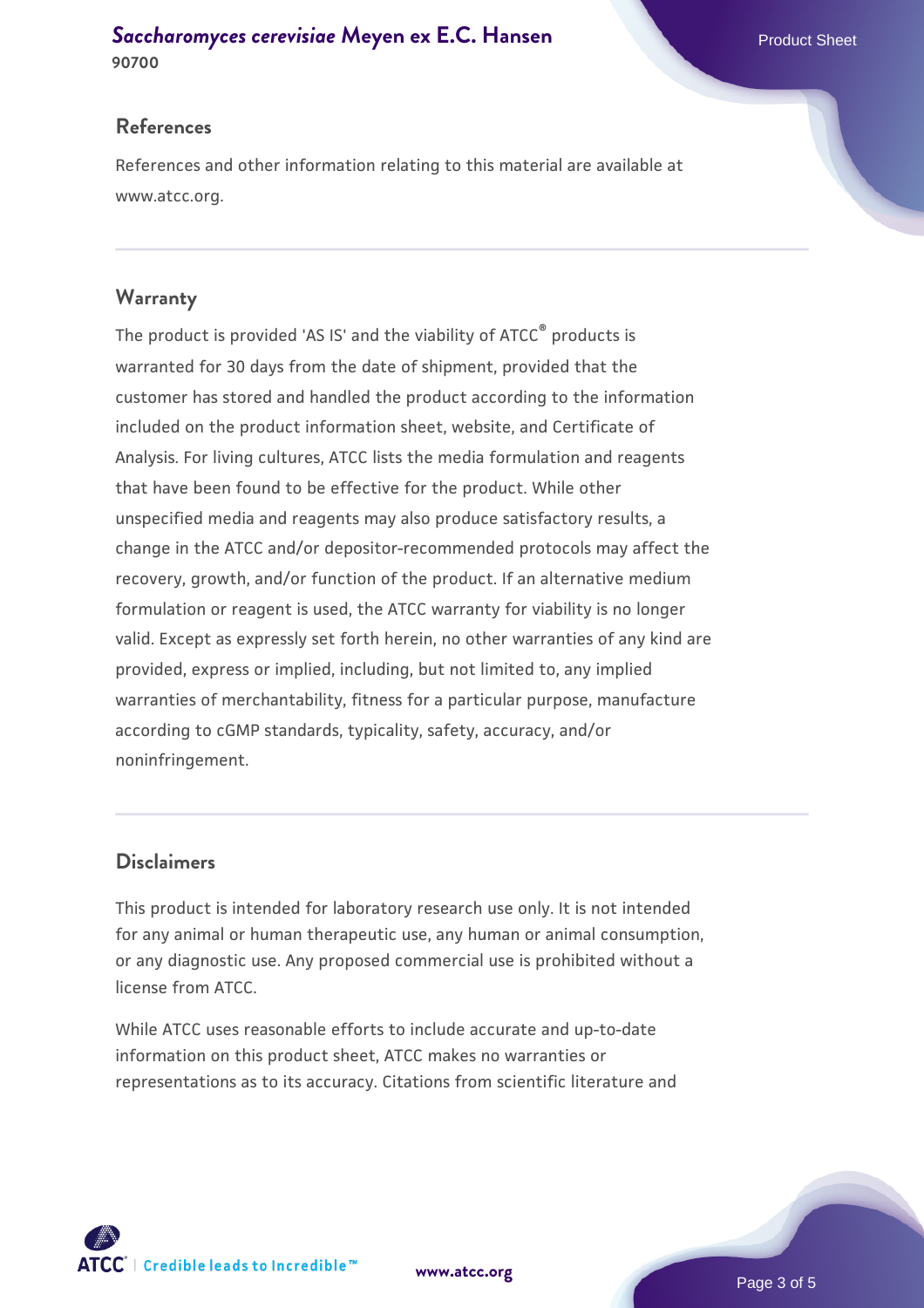## References

References and other information relating to this material are available at www.atcc.org.

## Warranty

The product is provided 'AS IS' and the viability of ATCC® products is warranted for 30 days from the date of shipment, provided that the customer has stored and handled the product according to the information included on the product information sheet, website, and Certificate of Analysis. For living cultures, ATCC lists the media formulation and reagents that have been found to be effective for the product. While other unspecified media and reagents may also produce satisfactory results, a change in the ATCC and/or depositor-recommended protocols may affect the recovery, growth, and/or function of the product. If an alternative medium formulation or reagent is used, the ATCC warranty for viability is no longer valid. Except as expressly set forth herein, no other warranties of any kind are provided, express or implied, including, but not limited to, any implied warranties of merchantability, fitness for a particular purpose, manufacture according to cGMP standards, typicality, safety, accuracy, and/or noninfringement.

## Disclaimers

This product is intended for laboratory research use only. It is not intended for any animal or human therapeutic use, any human or animal consumption, or any diagnostic use. Any proposed commercial use is prohibited without a license from ATCC.

While ATCC uses reasonable efforts to include accurate and up-to-date information on this product sheet, ATCC makes no warranties or representations as to its accuracy. Citations from scientific literature and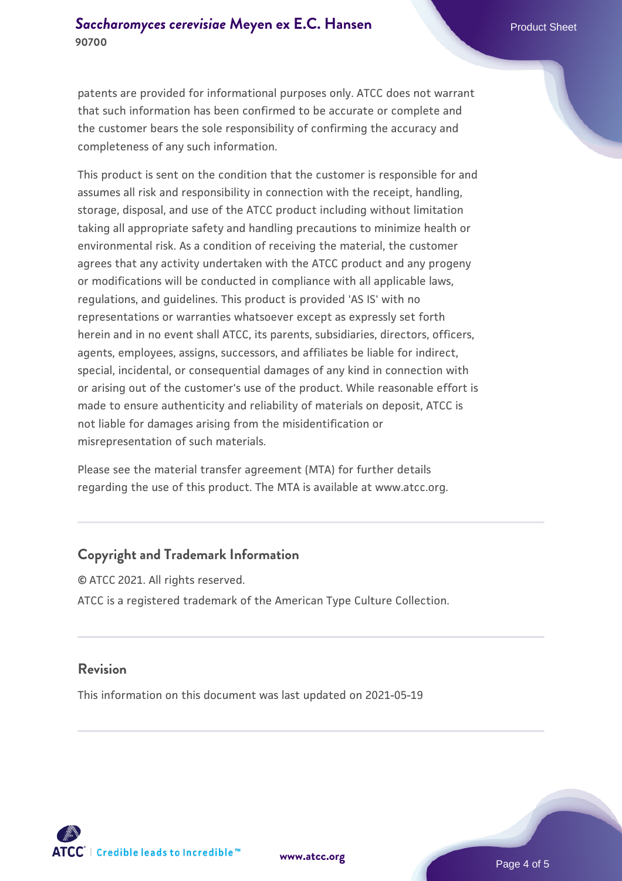patents are provided for informational purposes only. ATCC does not warrant that such information has been confirmed to be accurate or complete and the customer bears the sole responsibility of confirming the accuracy and completeness of any such information.

This product is sent on the condition that the customer is responsible for and assumes all risk and responsibility in connection with the receipt, handling, storage, disposal, and use of the ATCC product including without limitation taking all appropriate safety and handling precautions to minimize health or environmental risk. As a condition of receiving the material, the customer agrees that any activity undertaken with the ATCC product and any progeny or modifications will be conducted in compliance with all applicable laws, regulations, and guidelines. This product is provided 'AS IS' with no representations or warranties whatsoever except as expressly set forth herein and in no event shall ATCC, its parents, subsidiaries, directors, officers, agents, employees, assigns, successors, and affiliates be liable for indirect, special, incidental, or consequential damages of any kind in connection with or arising out of the customer's use of the product. While reasonable effort is made to ensure authenticity and reliability of materials on deposit, ATCC is not liable for damages arising from the misidentification or misrepresentation of such materials.

Please see the material transfer agreement (MTA) for further details regarding the use of this product. The MTA is available at www.atcc.org.

## Copyright and Trademark Information

© ATCC 2021. All rights reserved.

ATCC is a registered trademark of the American Type Culture Collection.

## Revision

This information on this document was last updated on 2021-05-19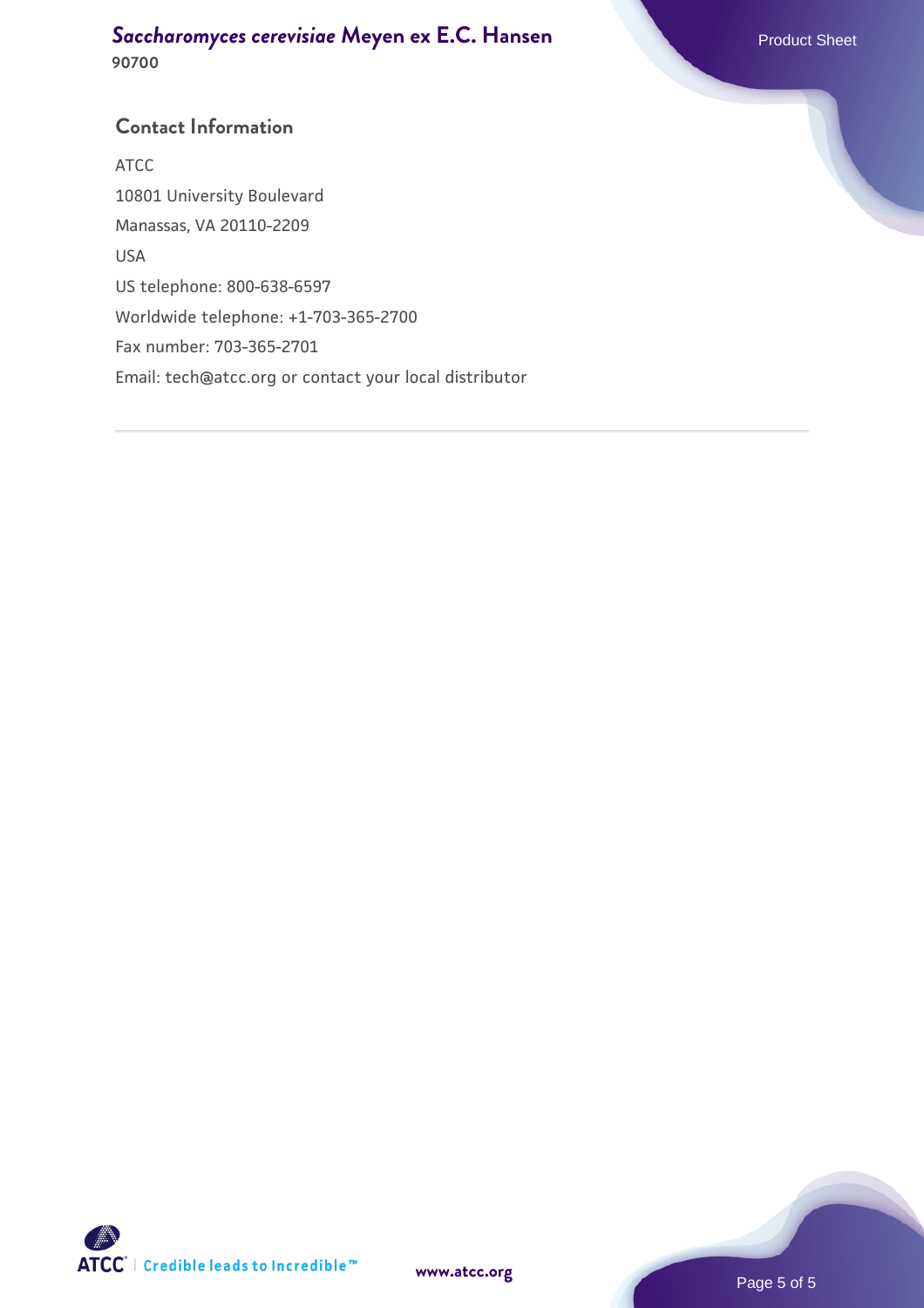## Contact Information

ATCC
10801 University Boulevard
Manassas, VA 20110-2209
USA
US telephone: 800-638-6597
Worldwide telephone: +1-703-365-2700
Fax number: 703-365-2701
Email: tech@atcc.org or contact your local distributor